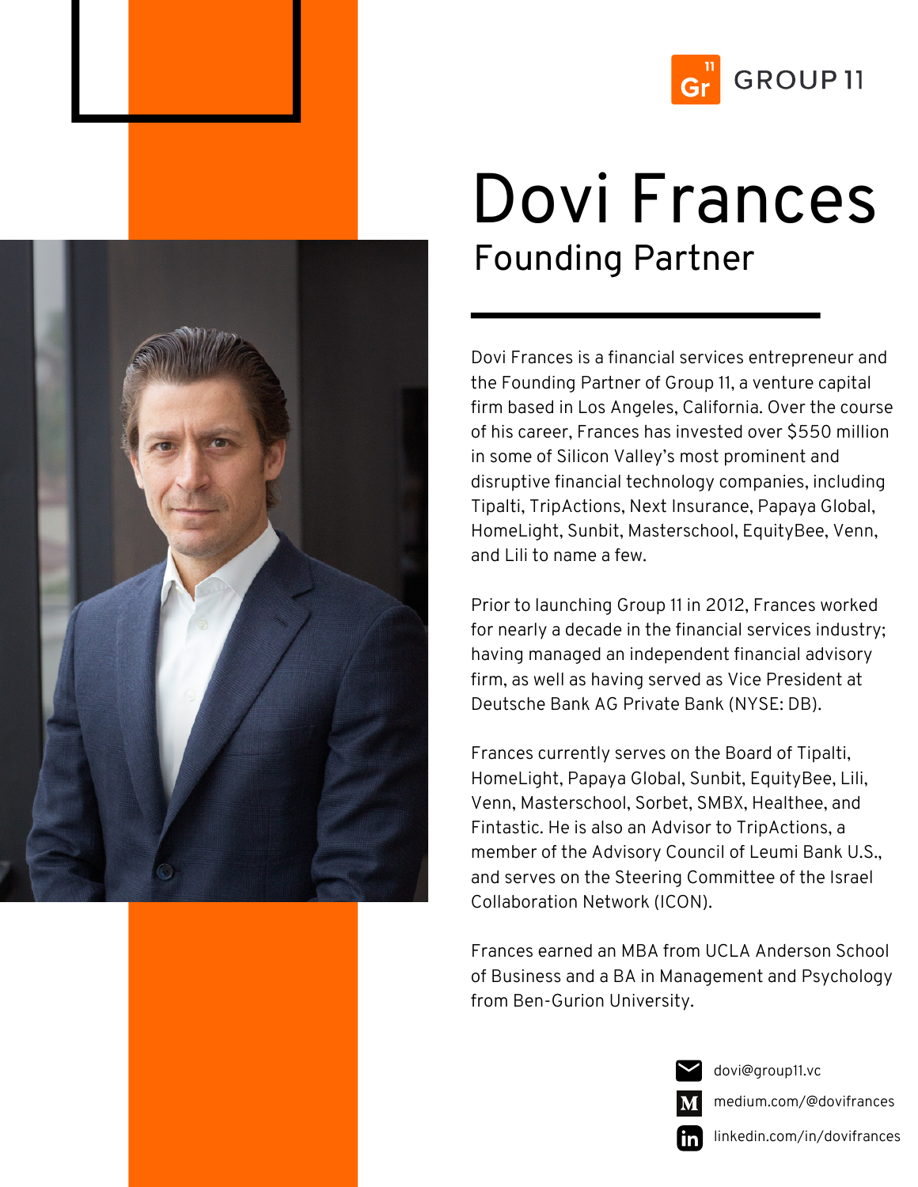GROUP 11

# Dovi Frances

## Founding Partner

Dovi Frances is a financial services entrepreneur and the Founding Partner of Group 11, a venture capital firm based in Los Angeles, California. Over the course of his career, Frances has invested over $550 million in some of Silicon Valley's most prominent and disruptive financial technology companies, including Tipalti, TripActions, Next Insurance, Papaya Global, HomeLight, Sunbit, Masterschool, EquityBee, Venn, and Lili to name a few.

Prior to launching Group 11 in 2012, Frances worked for nearly a decade in the financial services industry; having managed an independent financial advisory firm, as well as having served as Vice President at Deutsche Bank AG Private Bank (NYSE: DB).

Frances currently serves on the Board of Tipalti, HomeLight, Papaya Global, Sunbit, EquityBee, Lili, Venn, Masterschool, Sorbet, SMBX, Healthee, and Fintastic. He is also an Advisor to TripActions, a member of the Advisory Council of Leumi Bank U.S., and serves on the Steering Committee of the Israel Collaboration Network (ICON).

Frances earned an MBA from UCLA Anderson School of Business and a BA in Management and Psychology from Ben-Gurion University.

dovi@group11.vc

medium.com/@dovifrances

linkedin.com/in/dovifrances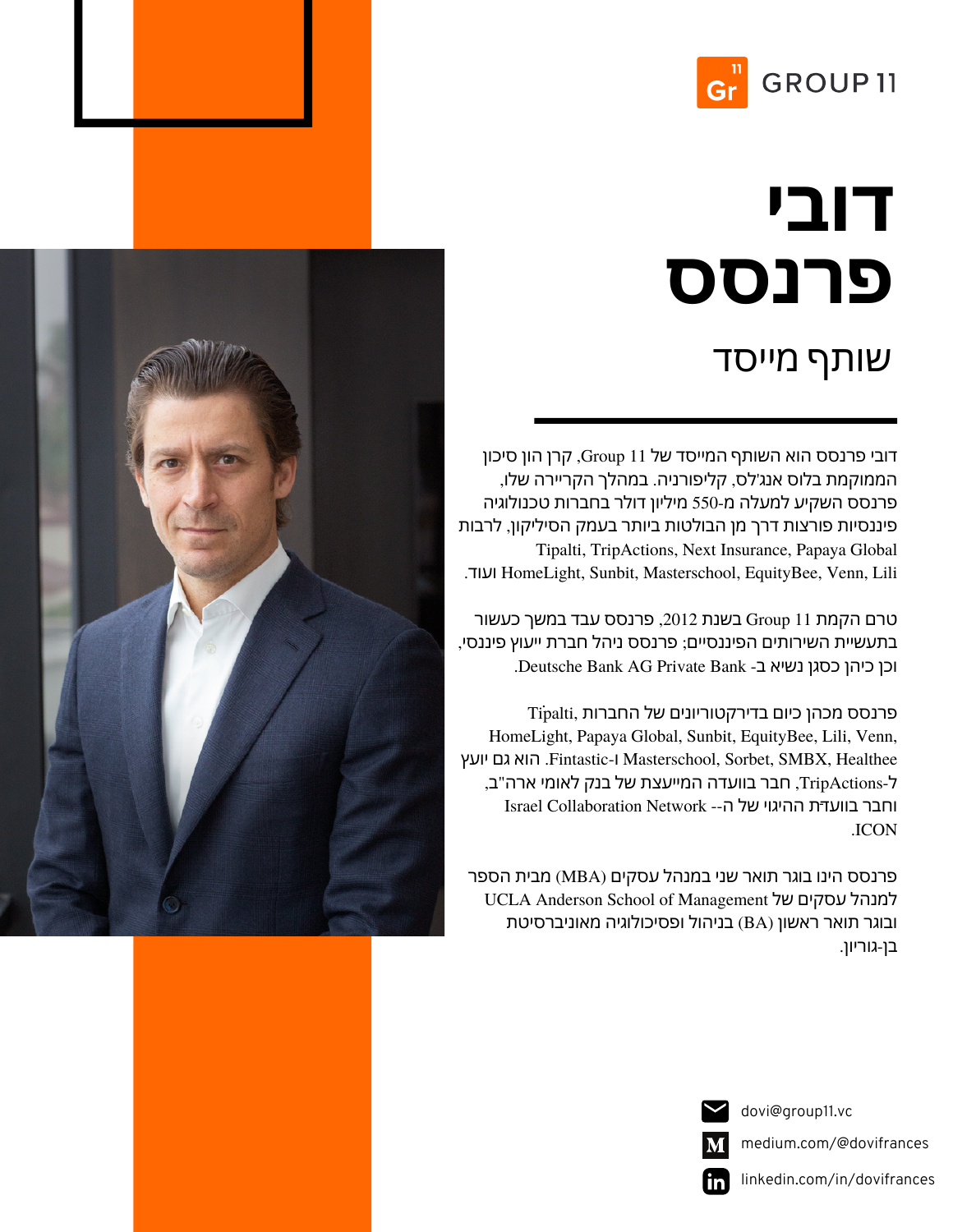GROUP 11

# דובי פרנסס

## שותף מייסד

דובי פרנסס הוא השותף המייסד של Group 11, קרן הון סיכון הממוקמת בלוס אנג'לס, קליפורניה. במהלך הקריירה שלו, פרנסס השקיע למעלה מ-550 מיליון דולר בחברות טכנולוגיה פיננסיות פורצות דרך מן הבולטות ביותר בעמק הסיליקון, לרבות Tipalti, TripActions, Next Insurance, Papaya Global HomeLight, Sunbit, Masterschool, EquityBee, Venn, Lili ועוד.

טרם הקמת Group 11 בשנת 2012, פרנסס עבד במשך כעשור בתעשיית השירותים הפיננסיים; פרנסס ניהל חברת ייעוץ פיננסי, וכן כיהן כסגן נשיא ב- Deutsche Bank AG Private Bank.

פרנסס מכהן כיום בדירקטוריונים של החברות Tipalti, HomeLight, Papaya Global, Sunbit, EquityBee, Lili, Venn, Masterschool, Sorbet, SMBX, Healthee ו-Fintastic. הוא גם יועץ ל-TripActions, חבר בוועדה המייעצת של בנק לאומי ארה"ב, וחבר בוועדת ההיגוי של ה-- Israel Collaboration Network ICON.

פרנסס הינו בוגר תואר שני במנהל עסקים (MBA) מבית הספר למנהל עסקים של UCLA Anderson School of Management ובוגר תואר ראשון (BA) בניהול ופסיכולוגיה מאוניברסיטת בן-גוריון.

dovi@group11.vc

medium.com/@dovifrances

linkedin.com/in/dovifrances